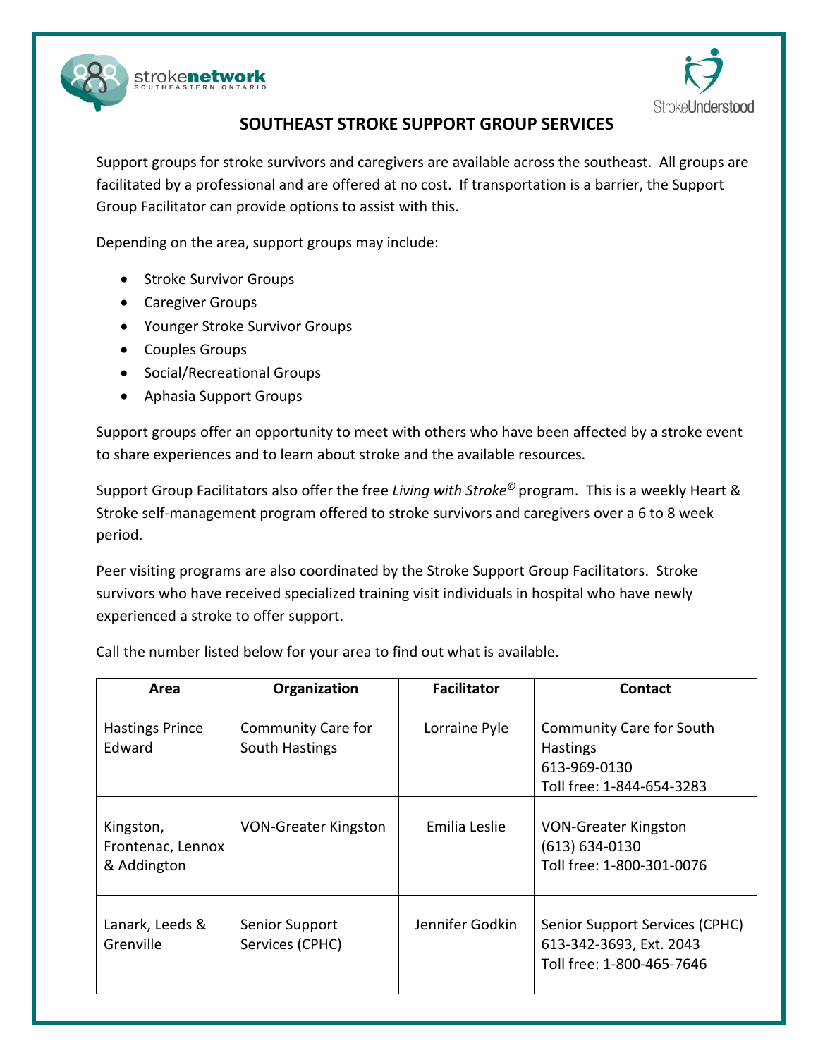# SOUTHEAST STROKE SUPPORT GROUP SERVICES

Support groups for stroke survivors and caregivers are available across the southeast. All groups are facilitated by a professional and are offered at no cost. If transportation is a barrier, the Support Group Facilitator can provide options to assist with this.

Depending on the area, support groups may include:

- Stroke Survivor Groups
- Caregiver Groups
- Younger Stroke Survivor Groups
- Couples Groups
- Social/Recreational Groups
- Aphasia Support Groups

Support groups offer an opportunity to meet with others who have been affected by a stroke event to share experiences and to learn about stroke and the available resources.

Support Group Facilitators also offer the free *Living with Stroke©* program. This is a weekly Heart & Stroke self-management program offered to stroke survivors and caregivers over a 6 to 8 week period.

Peer visiting programs are also coordinated by the Stroke Support Group Facilitators. Stroke survivors who have received specialized training visit individuals in hospital who have newly experienced a stroke to offer support.

Call the number listed below for your area to find out what is available.

| Area | Organization | Facilitator | Contact |
|---|---|---|---|
| Hastings Prince Edward | Community Care for South Hastings | Lorraine Pyle | Community Care for South Hastings<br>613-969-0130<br>Toll free: 1-844-654-3283 |
| Kingston, Frontenac, Lennox & Addington | VON-Greater Kingston | Emilia Leslie | VON-Greater Kingston<br>(613) 634-0130<br>Toll free: 1-800-301-0076 |
| Lanark, Leeds & Grenville | Senior Support Services (CPHC) | Jennifer Godkin | Senior Support Services (CPHC)<br>613-342-3693, Ext. 2043<br>Toll free: 1-800-465-7646 |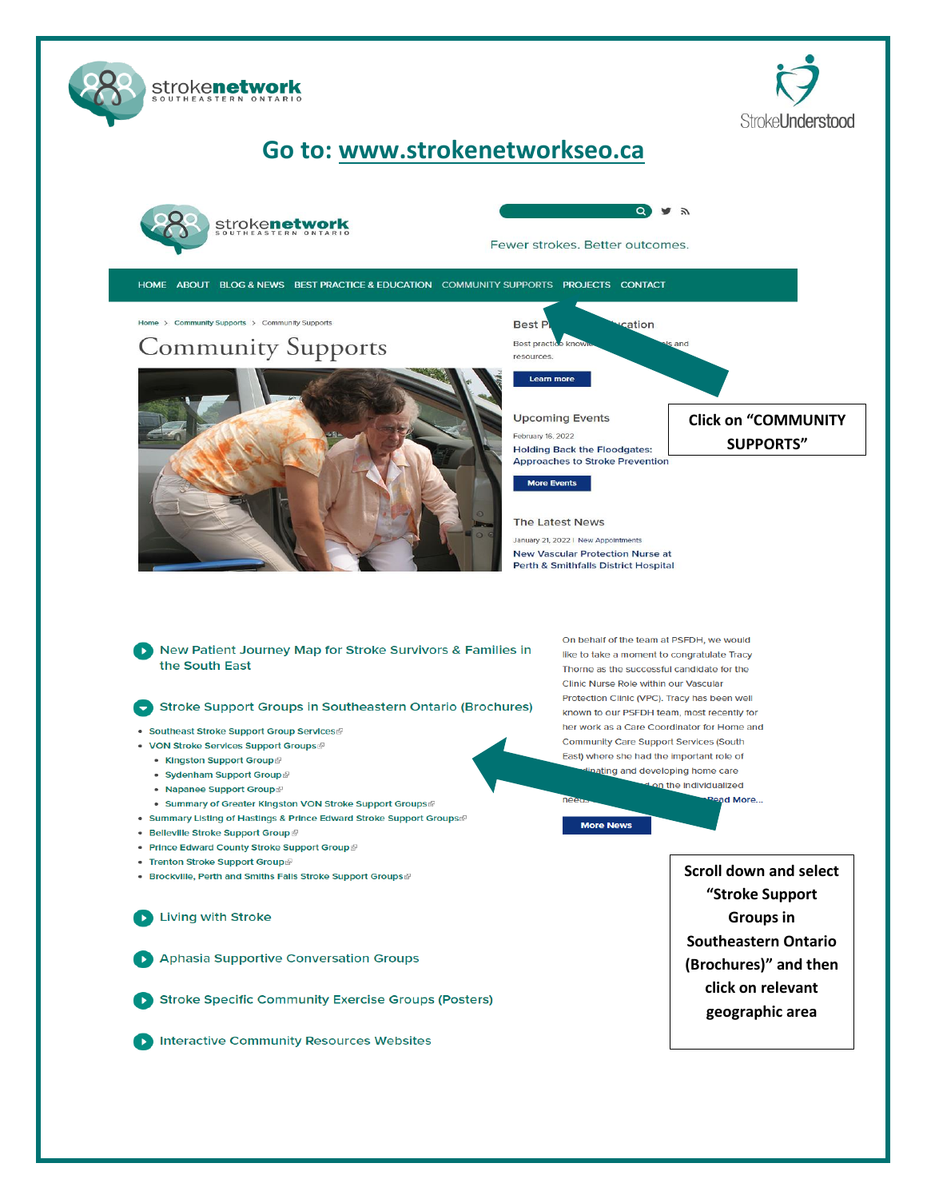strokenetwork SOUTHEASTERN ONTARIO

StrokeUnderstood

## Go to: www.strokenetworkseo.ca

strokenetwork SOUTHEASTERN ONTARIO

Fewer strokes. Better outcomes.

HOME ABOUT BLOG & NEWS BEST PRACTICE & EDUCATION COMMUNITY SUPPORTS PROJECTS CONTACT

Home > Community Supports > Community Supports

# Community Supports

Best P... ...cation

Best practice know... ...ls and resources.

Learn more

Upcoming Events

February 16, 2022

Holding Back the Floodgates: Approaches to Stroke Prevention

More Events

The Latest News

January 21, 2022 | New Appointments

New Vascular Protection Nurse at Perth & Smithfalls District Hospital

**Click on "COMMUNITY SUPPORTS"**

On behalf of the team at PSFDH, we would like to take a moment to congratulate Tracy Thorne as the successful candidate for the Clinic Nurse Role within our Vascular Protection Clinic (VPC). Tracy has been well known to our PSFDH team, most recently for her work as a Care Coordinator for Home and Community Care Support Services (South East) where she had the important role of ...dinating and developing home care ... on the individualized need... Read More...

More News

- New Patient Journey Map for Stroke Survivors & Families in the South East
- Stroke Support Groups in Southeastern Ontario (Brochures)
  - Southeast Stroke Support Group Services
  - VON Stroke Services Support Groups
    - Kingston Support Group
    - Sydenham Support Group
    - Napanee Support Group
    - Summary of Greater Kingston VON Stroke Support Groups
  - Summary Listing of Hastings & Prince Edward Stroke Support Groups
  - Belleville Stroke Support Group
  - Prince Edward County Stroke Support Group
  - Trenton Stroke Support Group
  - Brockville, Perth and Smiths Falls Stroke Support Groups
- Living with Stroke
- Aphasia Supportive Conversation Groups
- Stroke Specific Community Exercise Groups (Posters)
- Interactive Community Resources Websites

**Scroll down and select "Stroke Support Groups in Southeastern Ontario (Brochures)" and then click on relevant geographic area**